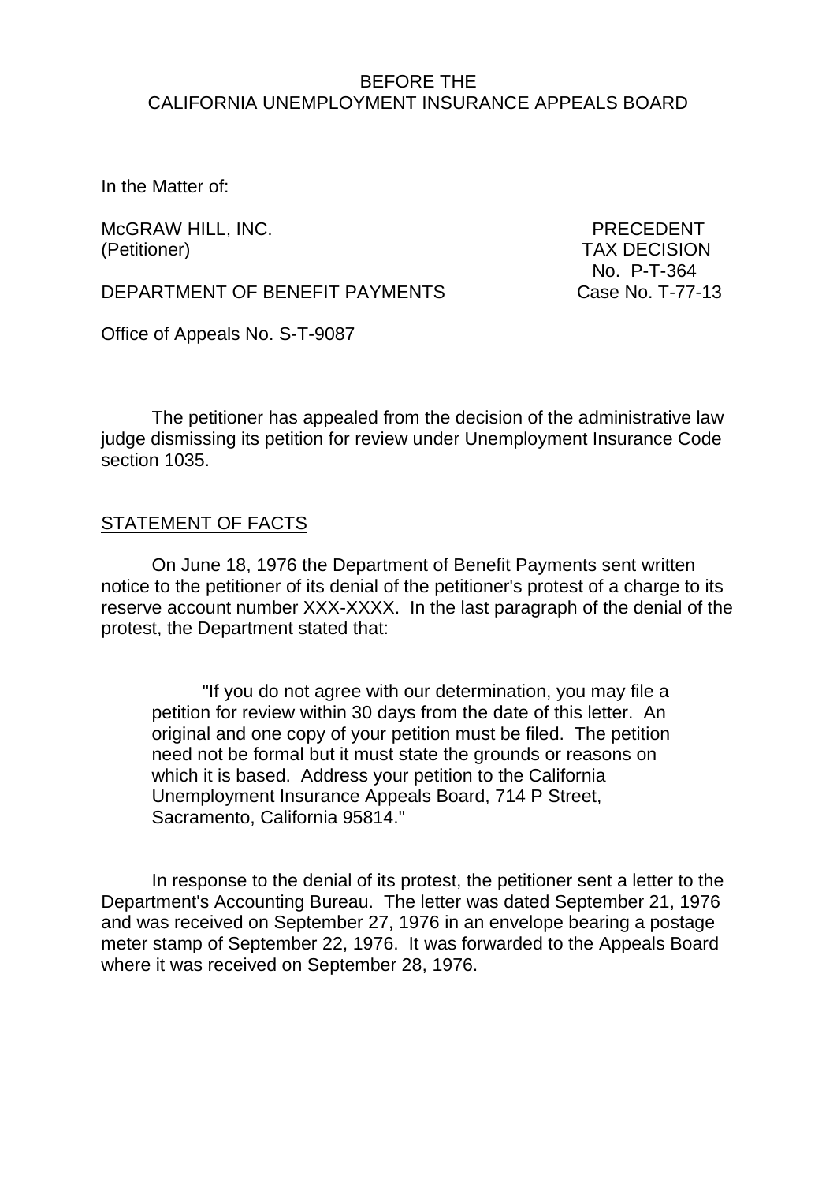BEFORE THE
CALIFORNIA UNEMPLOYMENT INSURANCE APPEALS BOARD

In the Matter of:

McGRAW HILL, INC.
(Petitioner)

DEPARTMENT OF BENEFIT PAYMENTS

PRECEDENT
TAX DECISION
No. P-T-364
Case No. T-77-13

Office of Appeals No. S-T-9087

The petitioner has appealed from the decision of the administrative law judge dismissing its petition for review under Unemployment Insurance Code section 1035.

## STATEMENT OF FACTS

On June 18, 1976 the Department of Benefit Payments sent written notice to the petitioner of its denial of the petitioner's protest of a charge to its reserve account number XXX-XXXX. In the last paragraph of the denial of the protest, the Department stated that:

> "If you do not agree with our determination, you may file a petition for review within 30 days from the date of this letter. An original and one copy of your petition must be filed. The petition need not be formal but it must state the grounds or reasons on which it is based. Address your petition to the California Unemployment Insurance Appeals Board, 714 P Street, Sacramento, California 95814."

In response to the denial of its protest, the petitioner sent a letter to the Department's Accounting Bureau. The letter was dated September 21, 1976 and was received on September 27, 1976 in an envelope bearing a postage meter stamp of September 22, 1976. It was forwarded to the Appeals Board where it was received on September 28, 1976.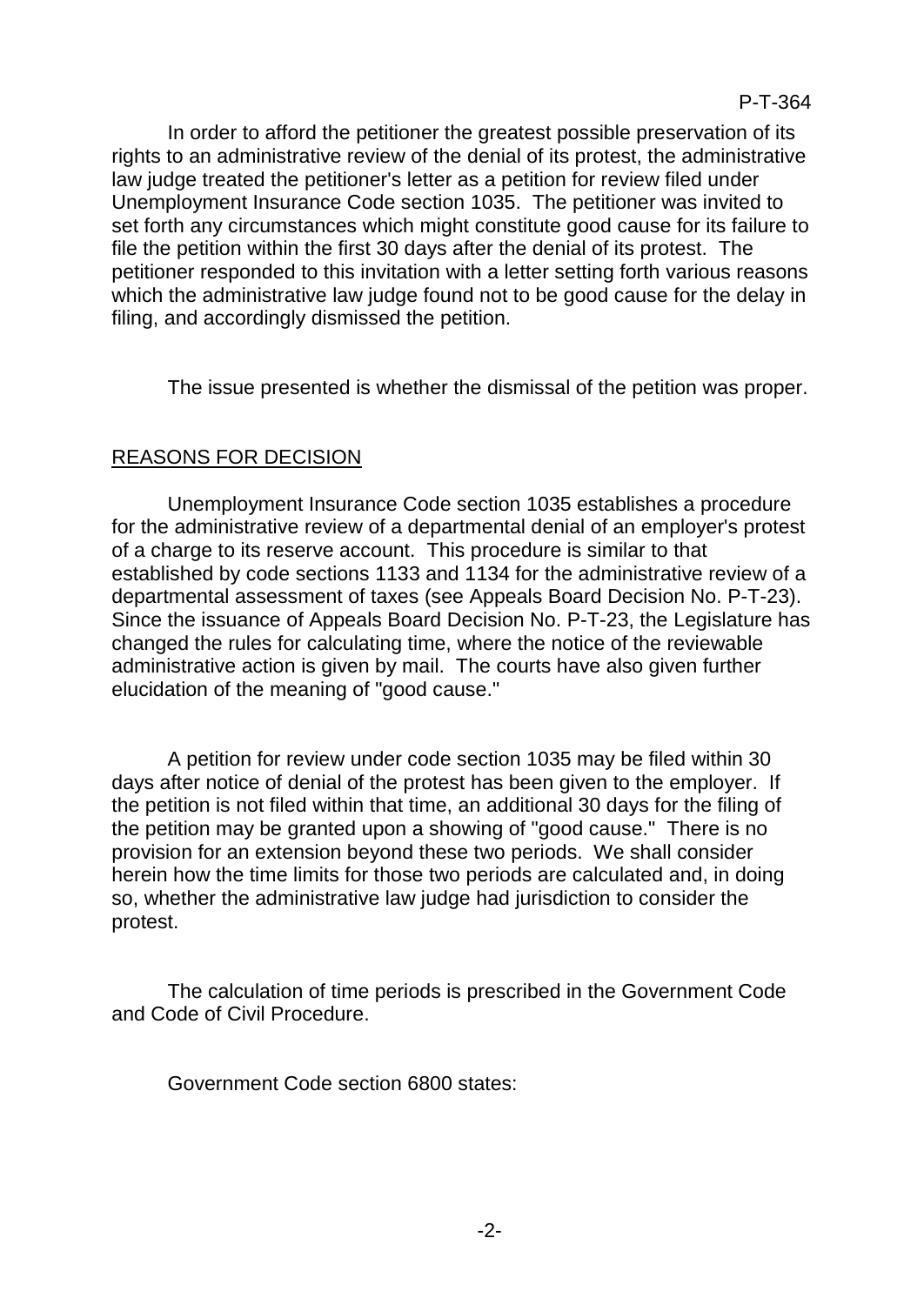In order to afford the petitioner the greatest possible preservation of its rights to an administrative review of the denial of its protest, the administrative law judge treated the petitioner's letter as a petition for review filed under Unemployment Insurance Code section 1035. The petitioner was invited to set forth any circumstances which might constitute good cause for its failure to file the petition within the first 30 days after the denial of its protest. The petitioner responded to this invitation with a letter setting forth various reasons which the administrative law judge found not to be good cause for the delay in filing, and accordingly dismissed the petition.

The issue presented is whether the dismissal of the petition was proper.

## REASONS FOR DECISION

Unemployment Insurance Code section 1035 establishes a procedure for the administrative review of a departmental denial of an employer's protest of a charge to its reserve account. This procedure is similar to that established by code sections 1133 and 1134 for the administrative review of a departmental assessment of taxes (see Appeals Board Decision No. P-T-23). Since the issuance of Appeals Board Decision No. P-T-23, the Legislature has changed the rules for calculating time, where the notice of the reviewable administrative action is given by mail. The courts have also given further elucidation of the meaning of "good cause."

A petition for review under code section 1035 may be filed within 30 days after notice of denial of the protest has been given to the employer. If the petition is not filed within that time, an additional 30 days for the filing of the petition may be granted upon a showing of "good cause." There is no provision for an extension beyond these two periods. We shall consider herein how the time limits for those two periods are calculated and, in doing so, whether the administrative law judge had jurisdiction to consider the protest.

The calculation of time periods is prescribed in the Government Code and Code of Civil Procedure.

Government Code section 6800 states: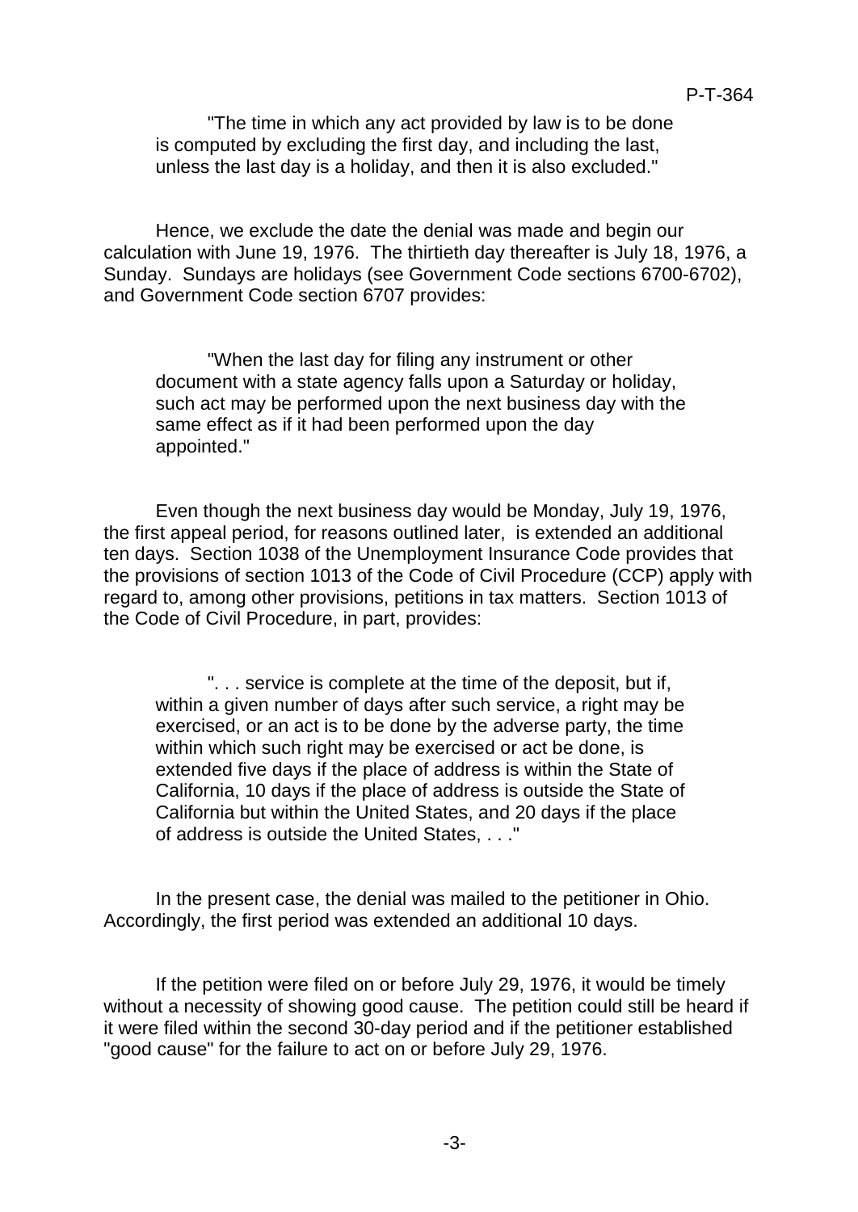> "The time in which any act provided by law is to be done is computed by excluding the first day, and including the last, unless the last day is a holiday, and then it is also excluded."

Hence, we exclude the date the denial was made and begin our calculation with June 19, 1976. The thirtieth day thereafter is July 18, 1976, a Sunday. Sundays are holidays (see Government Code sections 6700-6702), and Government Code section 6707 provides:

> "When the last day for filing any instrument or other document with a state agency falls upon a Saturday or holiday, such act may be performed upon the next business day with the same effect as if it had been performed upon the day appointed."

Even though the next business day would be Monday, July 19, 1976, the first appeal period, for reasons outlined later, is extended an additional ten days. Section 1038 of the Unemployment Insurance Code provides that the provisions of section 1013 of the Code of Civil Procedure (CCP) apply with regard to, among other provisions, petitions in tax matters. Section 1013 of the Code of Civil Procedure, in part, provides:

> ". . . service is complete at the time of the deposit, but if, within a given number of days after such service, a right may be exercised, or an act is to be done by the adverse party, the time within which such right may be exercised or act be done, is extended five days if the place of address is within the State of California, 10 days if the place of address is outside the State of California but within the United States, and 20 days if the place of address is outside the United States, . . ."

In the present case, the denial was mailed to the petitioner in Ohio. Accordingly, the first period was extended an additional 10 days.

If the petition were filed on or before July 29, 1976, it would be timely without a necessity of showing good cause. The petition could still be heard if it were filed within the second 30-day period and if the petitioner established "good cause" for the failure to act on or before July 29, 1976.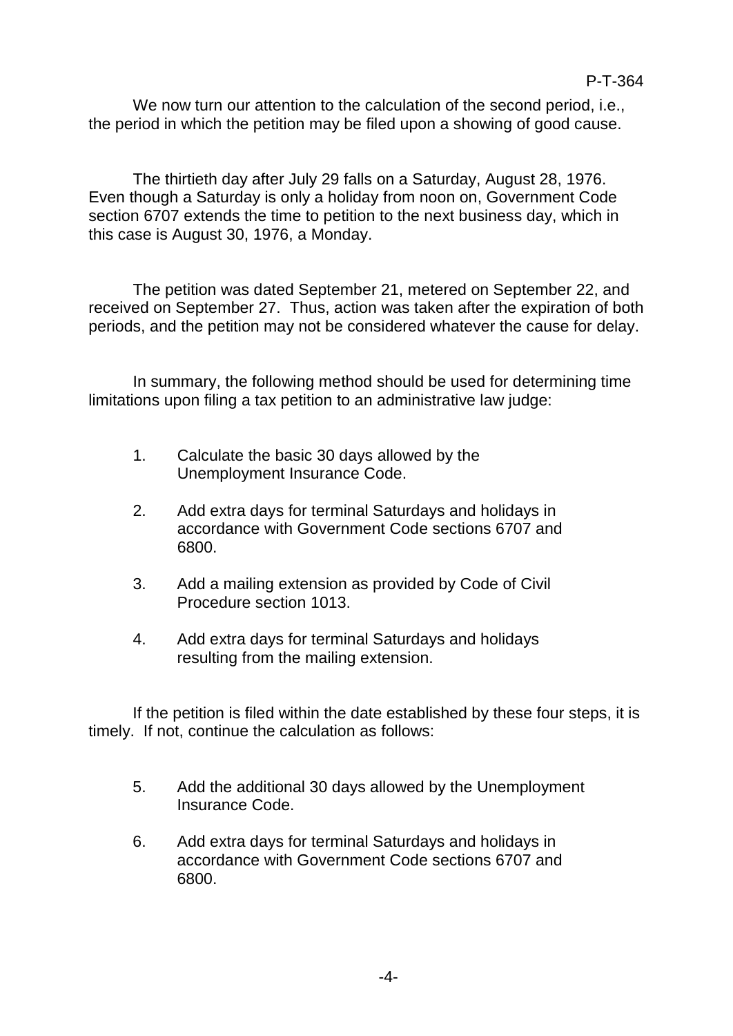We now turn our attention to the calculation of the second period, i.e., the period in which the petition may be filed upon a showing of good cause.

The thirtieth day after July 29 falls on a Saturday, August 28, 1976. Even though a Saturday is only a holiday from noon on, Government Code section 6707 extends the time to petition to the next business day, which in this case is August 30, 1976, a Monday.

The petition was dated September 21, metered on September 22, and received on September 27. Thus, action was taken after the expiration of both periods, and the petition may not be considered whatever the cause for delay.

In summary, the following method should be used for determining time limitations upon filing a tax petition to an administrative law judge:

1. Calculate the basic 30 days allowed by the Unemployment Insurance Code.
2. Add extra days for terminal Saturdays and holidays in accordance with Government Code sections 6707 and 6800.
3. Add a mailing extension as provided by Code of Civil Procedure section 1013.
4. Add extra days for terminal Saturdays and holidays resulting from the mailing extension.

If the petition is filed within the date established by these four steps, it is timely. If not, continue the calculation as follows:

5. Add the additional 30 days allowed by the Unemployment Insurance Code.
6. Add extra days for terminal Saturdays and holidays in accordance with Government Code sections 6707 and 6800.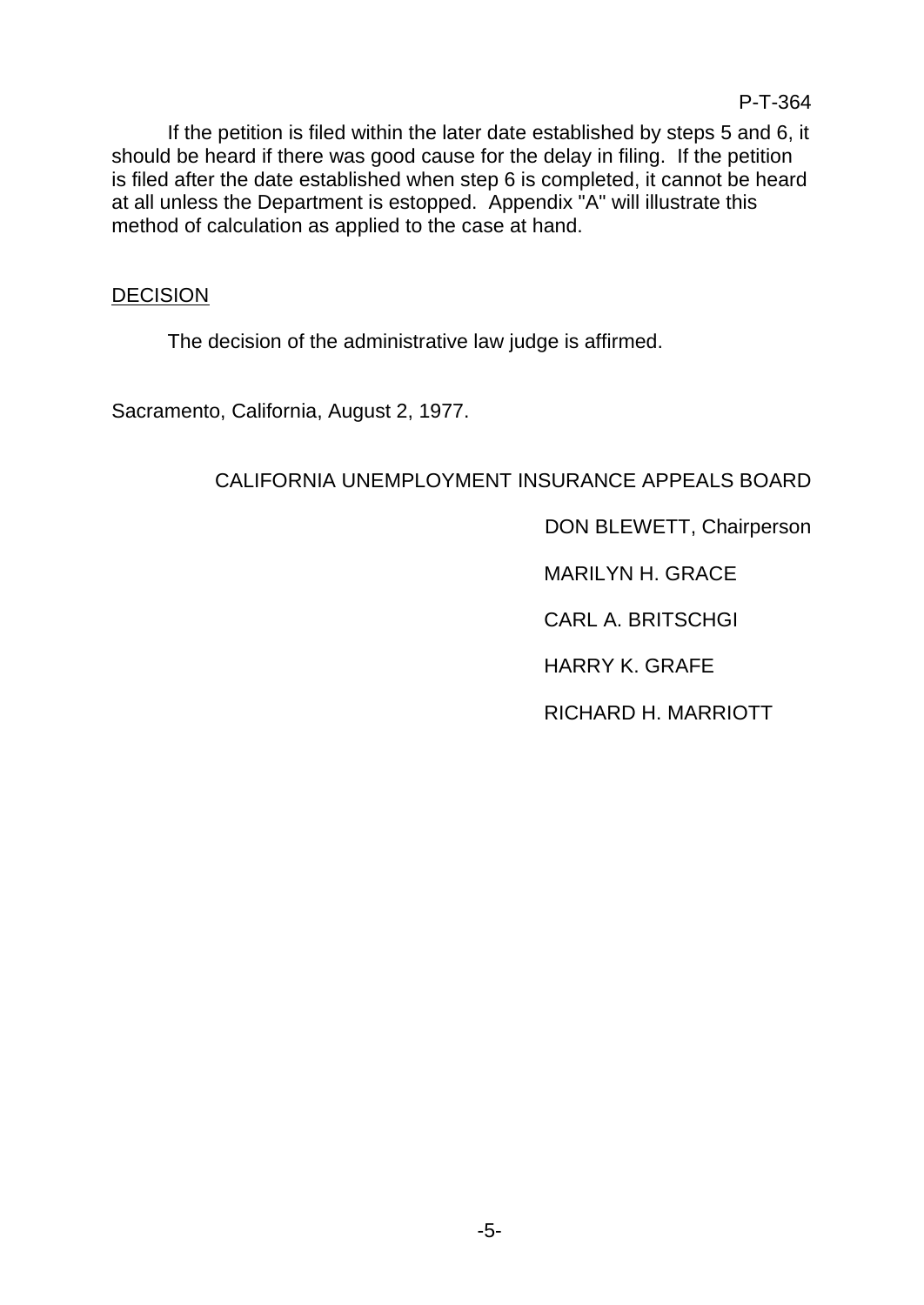If the petition is filed within the later date established by steps 5 and 6, it should be heard if there was good cause for the delay in filing. If the petition is filed after the date established when step 6 is completed, it cannot be heard at all unless the Department is estopped. Appendix "A" will illustrate this method of calculation as applied to the case at hand.

## DECISION

The decision of the administrative law judge is affirmed.

Sacramento, California, August 2, 1977.

CALIFORNIA UNEMPLOYMENT INSURANCE APPEALS BOARD

DON BLEWETT, Chairperson

MARILYN H. GRACE

CARL A. BRITSCHGI

HARRY K. GRAFE

RICHARD H. MARRIOTT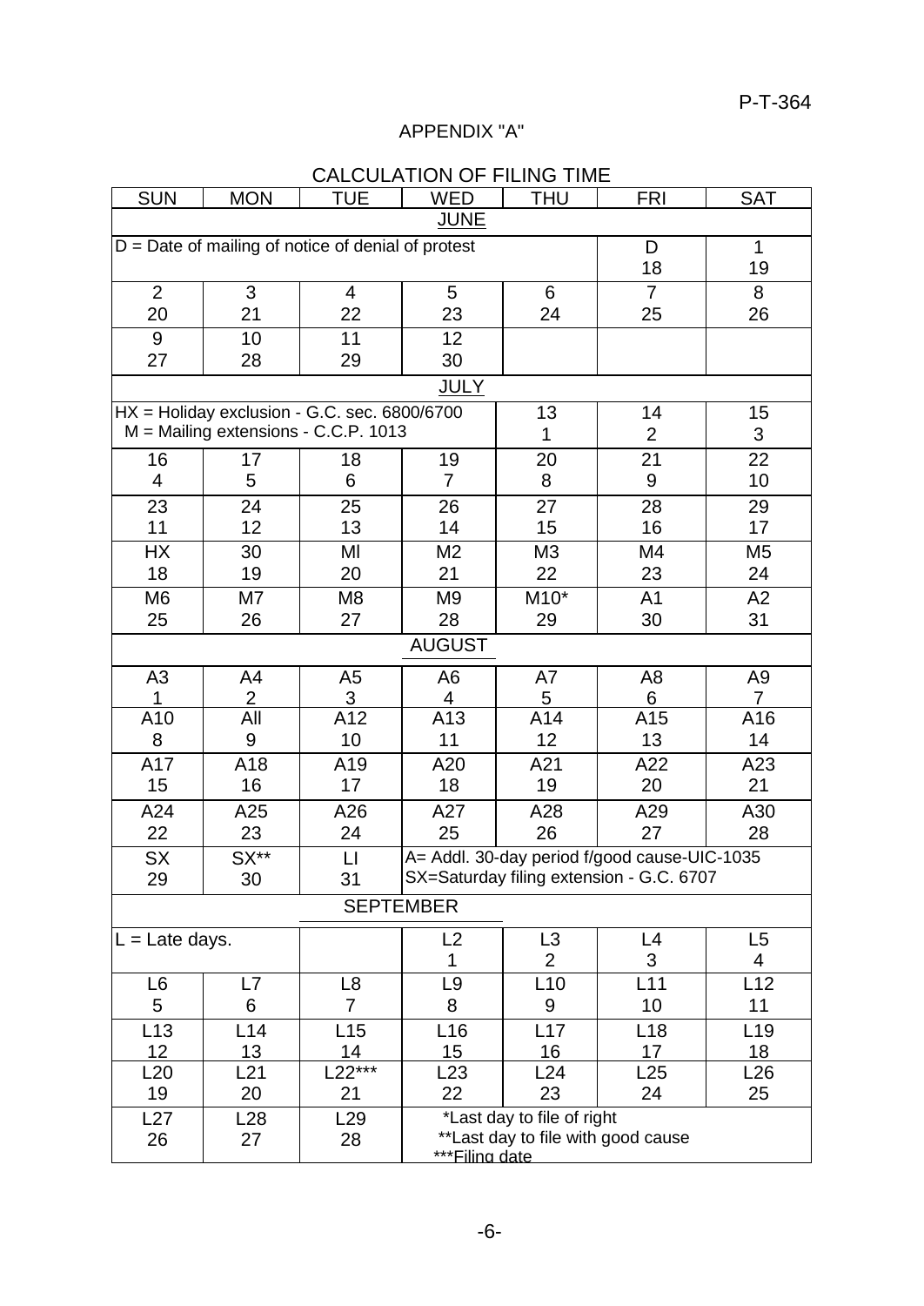P-T-364

APPENDIX "A"

CALCULATION OF FILING TIME

| SUN | MON | TUE | WED | THU | FRI | SAT |
|---|---|---|---|---|---|---|
| | | | **JUNE** | | | |
| D = Date of mailing of notice of denial of protest | | | | | D<br>18 | 1<br>19 |
| 2<br>20 | 3<br>21 | 4<br>22 | 5<br>23 | 6<br>24 | 7<br>25 | 8<br>26 |
| 9<br>27 | 10<br>28 | 11<br>29 | 12<br>30 | | | |
| | | | **JULY** | | | |
| HX = Holiday exclusion - G.C. sec. 6800/6700<br>M = Mailing extensions - C.C.P. 1013 | | | | 13<br>1 | 14<br>2 | 15<br>3 |
| 16<br>4 | 17<br>5 | 18<br>6 | 19<br>7 | 20<br>8 | 21<br>9 | 22<br>10 |
| 23<br>11 | 24<br>12 | 25<br>13 | 26<br>14 | 27<br>15 | 28<br>16 | 29<br>17 |
| HX<br>18 | 30<br>19 | Ml<br>20 | M2<br>21 | M3<br>22 | M4<br>23 | M5<br>24 |
| M6<br>25 | M7<br>26 | M8<br>27 | M9<br>28 | M10*<br>29 | A1<br>30 | A2<br>31 |
| | | | **AUGUST** | | | |
| A3<br>1 | A4<br>2 | A5<br>3 | A6<br>4 | A7<br>5 | A8<br>6 | A9<br>7 |
| A10<br>8 | All<br>9 | A12<br>10 | A13<br>11 | A14<br>12 | A15<br>13 | A16<br>14 |
| A17<br>15 | A18<br>16 | A19<br>17 | A20<br>18 | A21<br>19 | A22<br>20 | A23<br>21 |
| A24<br>22 | A25<br>23 | A26<br>24 | A27<br>25 | A28<br>26 | A29<br>27 | A30<br>28 |
| SX<br>29 | SX**<br>30 | LI<br>31 | A= Addl. 30-day period f/good cause-UIC-1035<br>SX=Saturday filing extension - G.C. 6707 | | | |
| | | | **SEPTEMBER** | | | |
| L = Late days. | | | L2<br>1 | L3<br>2 | L4<br>3 | L5<br>4 |
| L6<br>5 | L7<br>6 | L8<br>7 | L9<br>8 | L10<br>9 | L11<br>10 | L12<br>11 |
| L13<br>12 | L14<br>13 | L15<br>14 | L16<br>15 | L17<br>16 | L18<br>17 | L19<br>18 |
| L20<br>19 | L21<br>20 | L22***<br>21 | L23<br>22 | L24<br>23 | L25<br>24 | L26<br>25 |
| L27<br>26 | L28<br>27 | L29<br>28 | *Last day to file of right<br>**Last day to file with good cause<br>***Filing date | | | |